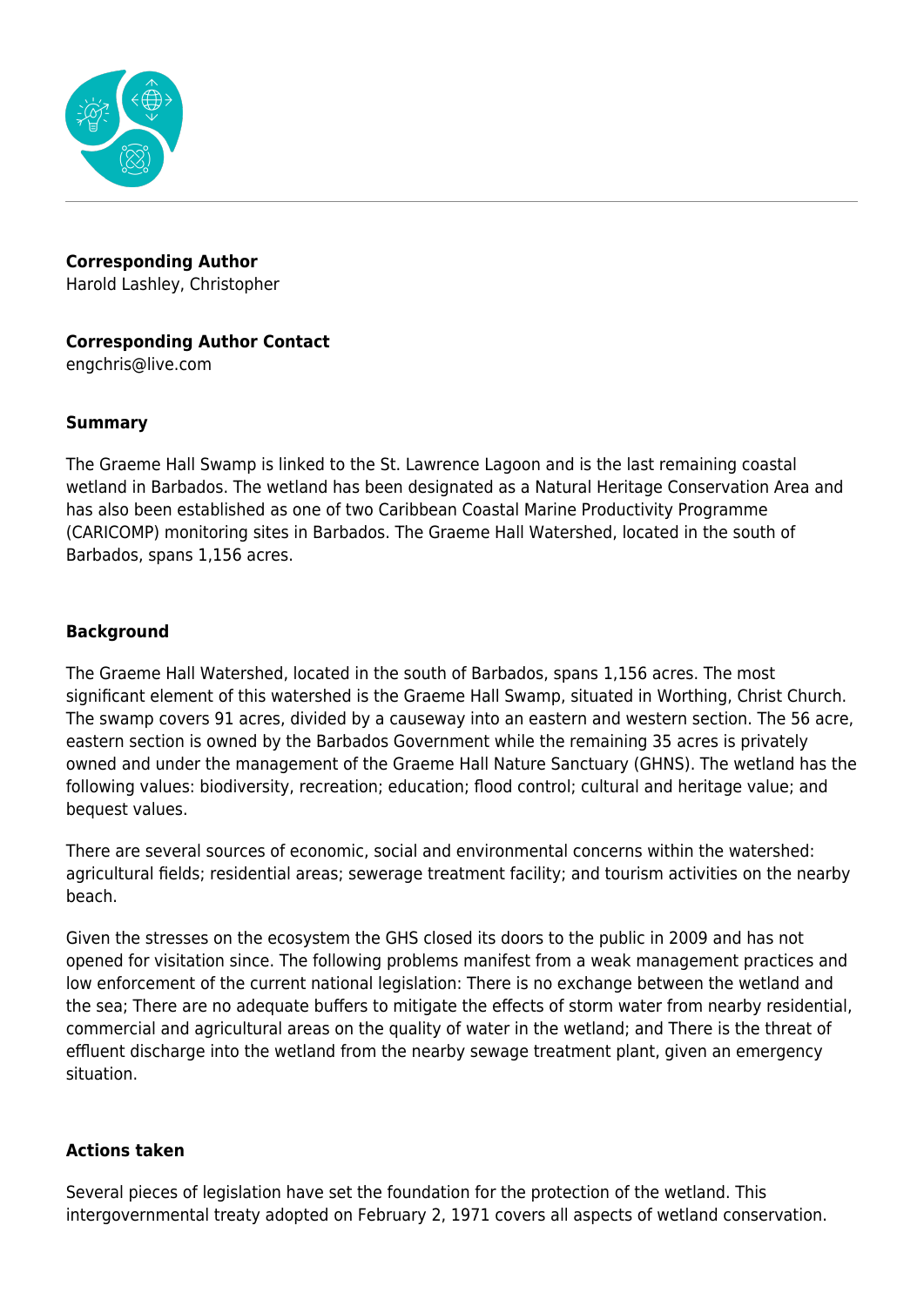**Corresponding Author**
Harold Lashley, Christopher

**Corresponding Author Contact**
engchris@live.com

**Summary**

The Graeme Hall Swamp is linked to the St. Lawrence Lagoon and is the last remaining coastal wetland in Barbados. The wetland has been designated as a Natural Heritage Conservation Area and has also been established as one of two Caribbean Coastal Marine Productivity Programme (CARICOMP) monitoring sites in Barbados. The Graeme Hall Watershed, located in the south of Barbados, spans 1,156 acres.

**Background**

The Graeme Hall Watershed, located in the south of Barbados, spans 1,156 acres. The most significant element of this watershed is the Graeme Hall Swamp, situated in Worthing, Christ Church. The swamp covers 91 acres, divided by a causeway into an eastern and western section. The 56 acre, eastern section is owned by the Barbados Government while the remaining 35 acres is privately owned and under the management of the Graeme Hall Nature Sanctuary (GHNS). The wetland has the following values: biodiversity, recreation; education; flood control; cultural and heritage value; and bequest values.

There are several sources of economic, social and environmental concerns within the watershed: agricultural fields; residential areas; sewerage treatment facility; and tourism activities on the nearby beach.

Given the stresses on the ecosystem the GHS closed its doors to the public in 2009 and has not opened for visitation since. The following problems manifest from a weak management practices and low enforcement of the current national legislation: There is no exchange between the wetland and the sea; There are no adequate buffers to mitigate the effects of storm water from nearby residential, commercial and agricultural areas on the quality of water in the wetland; and There is the threat of effluent discharge into the wetland from the nearby sewage treatment plant, given an emergency situation.

**Actions taken**

Several pieces of legislation have set the foundation for the protection of the wetland. This intergovernmental treaty adopted on February 2, 1971 covers all aspects of wetland conservation.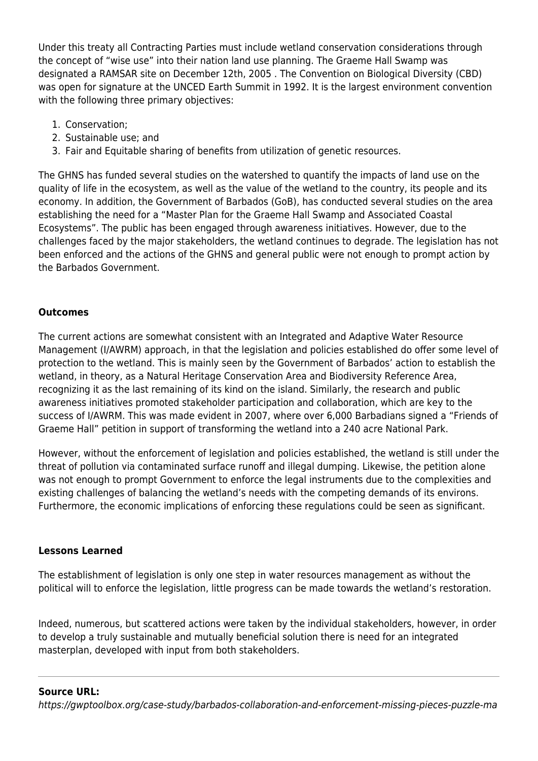Under this treaty all Contracting Parties must include wetland conservation considerations through the concept of "wise use" into their nation land use planning. The Graeme Hall Swamp was designated a RAMSAR site on December 12th, 2005 . The Convention on Biological Diversity (CBD) was open for signature at the UNCED Earth Summit in 1992. It is the largest environment convention with the following three primary objectives:

1. Conservation;
2. Sustainable use; and
3. Fair and Equitable sharing of benefits from utilization of genetic resources.

The GHNS has funded several studies on the watershed to quantify the impacts of land use on the quality of life in the ecosystem, as well as the value of the wetland to the country, its people and its economy. In addition, the Government of Barbados (GoB), has conducted several studies on the area establishing the need for a "Master Plan for the Graeme Hall Swamp and Associated Coastal Ecosystems". The public has been engaged through awareness initiatives. However, due to the challenges faced by the major stakeholders, the wetland continues to degrade. The legislation has not been enforced and the actions of the GHNS and general public were not enough to prompt action by the Barbados Government.

**Outcomes**

The current actions are somewhat consistent with an Integrated and Adaptive Water Resource Management (I/AWRM) approach, in that the legislation and policies established do offer some level of protection to the wetland. This is mainly seen by the Government of Barbados' action to establish the wetland, in theory, as a Natural Heritage Conservation Area and Biodiversity Reference Area, recognizing it as the last remaining of its kind on the island. Similarly, the research and public awareness initiatives promoted stakeholder participation and collaboration, which are key to the success of I/AWRM. This was made evident in 2007, where over 6,000 Barbadians signed a "Friends of Graeme Hall" petition in support of transforming the wetland into a 240 acre National Park.

However, without the enforcement of legislation and policies established, the wetland is still under the threat of pollution via contaminated surface runoff and illegal dumping. Likewise, the petition alone was not enough to prompt Government to enforce the legal instruments due to the complexities and existing challenges of balancing the wetland's needs with the competing demands of its environs. Furthermore, the economic implications of enforcing these regulations could be seen as significant.

**Lessons Learned**

The establishment of legislation is only one step in water resources management as without the political will to enforce the legislation, little progress can be made towards the wetland's restoration.

Indeed, numerous, but scattered actions were taken by the individual stakeholders, however, in order to develop a truly sustainable and mutually beneficial solution there is need for an integrated masterplan, developed with input from both stakeholders.

---

**Source URL:**
*https://gwptoolbox.org/case-study/barbados-collaboration-and-enforcement-missing-pieces-puzzle-ma*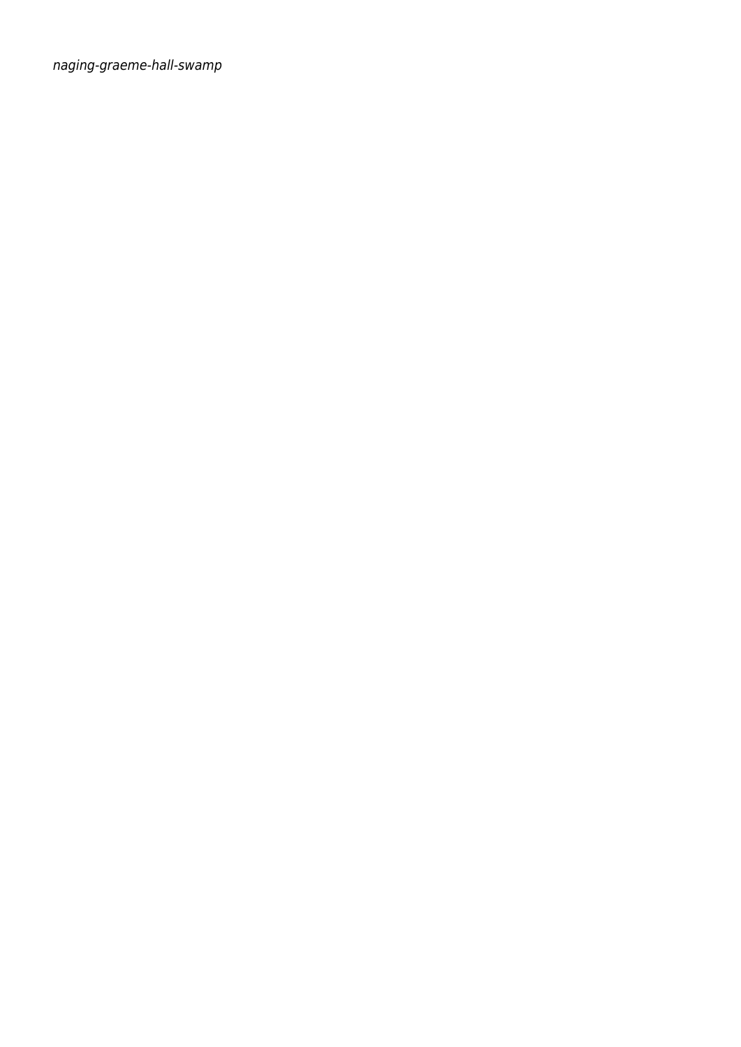*naging-graeme-hall-swamp*